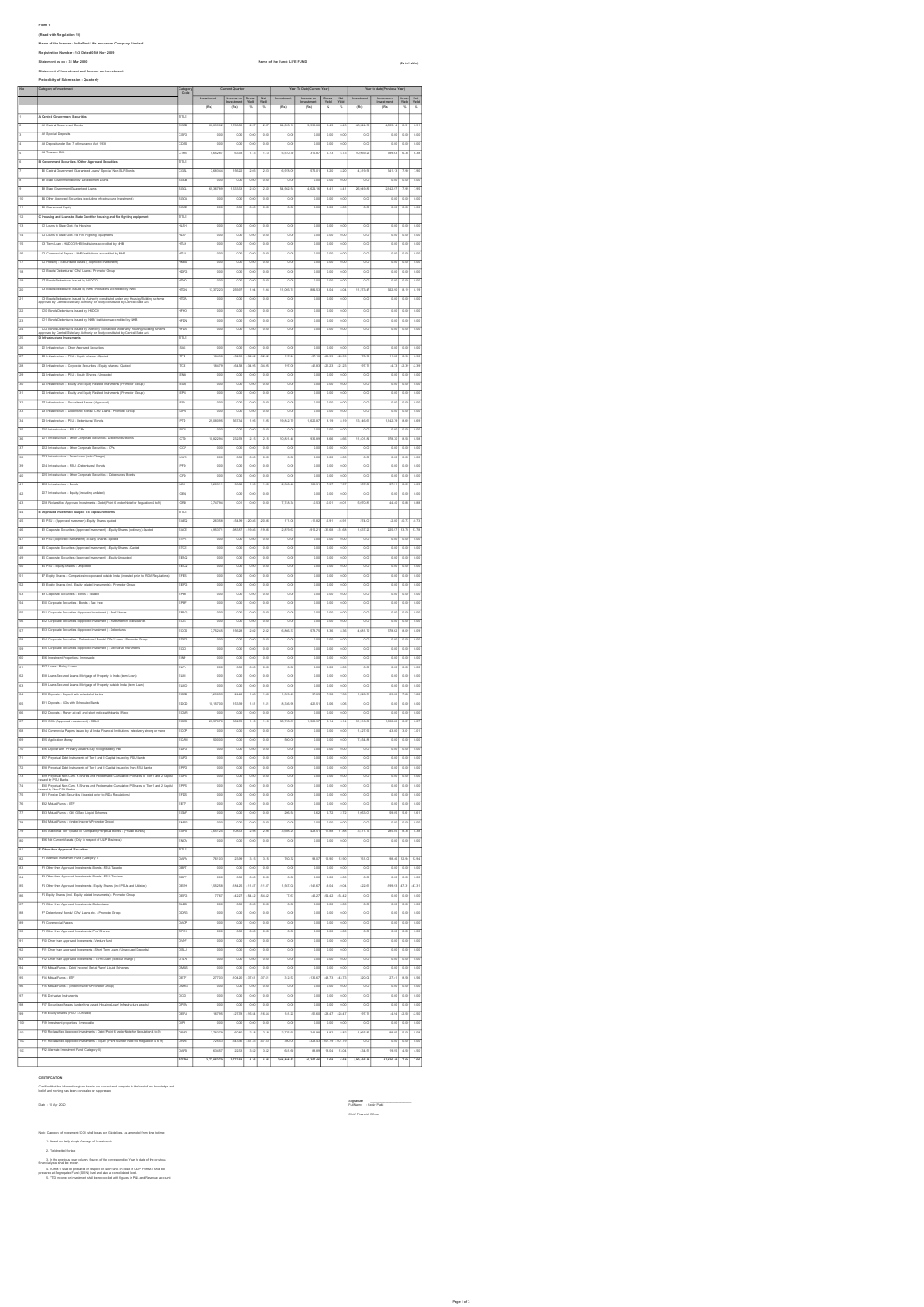**Form 1**

**(Read with Regulation 10)**

**Name of the Insurer : IndiaFirst Life Insurance Company Limited**

**Registration Number : 143 Dated 05th Nov 2009**

**Statement as on : 31 Mar 2020** **Name of the Fund: LIFE FUND** (Rs in Lakhs)

**Statement of Investment and Income on Investment**

**Periodicity of Submission : Quarterly**

| No | Category of Investment | Category Code | Current Quarter | | | | Year To Date(Current Year) | | | | Year to date(Previous Year) | | | |
|---|---|---|---|---|---|---|---|---|---|---|---|---|---|---|
| | | | Investment | Income on Investment | Gross Yield | Net Yield | Investment | Income on Investment | Gross Yield | Net Yield | Investment | Income on Investment | Gross Yield | Net Yield |
| | | | (Rs) | (Rs) | % | % | (Rs) | (Rs) | % | % | (Rs) | (Rs) | % | % |
| 1 | A Central Government Securities | TITLE | | | | | | | | | | | | |
| 2 | A1 Central Government Bonds | CGSB | 58,509.62 | 1,198.06 | 2.07 | 2.07 | 56,505.16 | 5,183.66 | 9.43 | 9.43 | 38,525.34 | 3,051.15 | 8.17 | 8.17 |
| 3 | A2 Special Deposits | CSPD | 0.00 | 0.00 | 0.00 | 0.00 | 0.00 | 0.00 | 0.00 | 0.00 | 0.00 | 0.00 | 0.00 | 0.00 |
| 4 | A3 Deposit under Sec 7 of Insurance Act, 1938 | CDSS | 0.00 | 0.00 | 0.00 | 0.00 | 0.00 | 0.00 | 0.00 | 0.00 | 0.00 | 0.00 | 0.00 | 0.00 |
| 5 | A4 Treasury Bills | CTRB | 5,852.47 | 63.69 | 1.11 | 1.11 | 3,510.36 | 215.67 | 6.73 | 6.73 | 10,906.22 | 689.53 | 6.36 | 6.36 |
| 6 | B Government Securities / Other Approved Securities | TITLE | | | | | | | | | | | | |
| 7 | B1 Central Government Guaranteed Loans/ Special/ Non-SLR Bonds | CGSL | 7,890.40 | 158.22 | 2.00 | 2.00 | 6,970.01 | 572.41 | 8.20 | 8.20 | 4,174.53 | 321.13 | 7.69 | 7.69 |
| 8 | B2 State Government Bonds/ Development Loans | SGGB | 0.00 | 0.00 | 0.00 | 0.00 | 0.00 | 0.00 | 0.00 | 0.00 | 0.00 | 0.00 | 0.00 | 0.00 |
| 9 | B3 State Government Guaranteed Loans | SGGL | 80,367.68 | 1,633.16 | 2.03 | 2.03 | 54,992.34 | 4,624.18 | 8.41 | 8.41 | 28,045.92 | 2,162.87 | 7.69 | 7.69 |
| 10 | B4 Other Approved Securities (excluding Infrastructure Investments) | SGOA | 0.00 | 0.00 | 0.00 | 0.00 | 0.00 | 0.00 | 0.00 | 0.00 | 0.00 | 0.00 | 0.00 | 0.00 |
| 11 | B5 Guaranteed Equity | SGGE | 0.00 | 0.00 | 0.00 | 0.00 | 0.00 | 0.00 | 0.00 | 0.00 | 0.00 | 0.00 | 0.00 | 0.00 |
| 12 | C Housing and Loans to State Govt for housing and fire fighting equipment | TITLE | | | | | | | | | | | | |
| 13 | C1 Loans to State Govt. for Housing | HLSH | 0.00 | 0.00 | 0.00 | 0.00 | 0.00 | 0.00 | 0.00 | 0.00 | 0.00 | 0.00 | 0.00 | 0.00 |
| 14 | C2 Loans to State Govt. for Fire Fighting Equipments | HLSF | 0.00 | 0.00 | 0.00 | 0.00 | 0.00 | 0.00 | 0.00 | 0.00 | 0.00 | 0.00 | 0.00 | 0.00 |
| 15 | C3 Term Loan - HUDCO/NHB/Institutions accredited by NHB | HTLH | 0.00 | 0.00 | 0.00 | 0.00 | 0.00 | 0.00 | 0.00 | 0.00 | 0.00 | 0.00 | 0.00 | 0.00 |
| 16 | C4 Commercial Papers - NHB/Institutions accredited by NHB | HTLN | 0.00 | 0.00 | 0.00 | 0.00 | 0.00 | 0.00 | 0.00 | 0.00 | 0.00 | 0.00 | 0.00 | 0.00 |
| 17 | C5 Housing - Securitised Assets ( Approved Investment) | HMBS | 0.00 | 0.00 | 0.00 | 0.00 | 0.00 | 0.00 | 0.00 | 0.00 | 0.00 | 0.00 | 0.00 | 0.00 |
| 18 | C6 Bonds/ Debentures/ CPs/ Loans - Promotor Group | HDPG | 0.00 | 0.00 | 0.00 | 0.00 | 0.00 | 0.00 | 0.00 | 0.00 | 0.00 | 0.00 | 0.00 | 0.00 |
| 19 | C7 Bonds/Debentures issued by HUDCO | HTHD | 0.00 | 0.00 | 0.00 | 0.00 | 0.00 | 0.00 | 0.00 | 0.00 | 0.00 | 0.00 | 0.00 | 0.00 |
| 20 | C8 Bonds/Debentures issued by NHB/ Institutions accredited by NHB | HTDN | 13,372.23 | 259.07 | 1.94 | 1.94 | 11,023.74 | 884.03 | 8.04 | 8.04 | 11,273.47 | 962.60 | 8.16 | 8.16 |
| 21 | C9 Bonds/Debentures issued by Authority constituted under any Housing/Building scheme approved by Central/State/any Authority or Body constituted by Central/State Act | HTDA | 0.00 | 0.00 | 0.00 | 0.00 | 0.00 | 0.00 | 0.00 | 0.00 | 0.00 | 0.00 | 0.00 | 0.00 |
| 22 | C10 Bonds/Debentures issued by HUDCO | HFHD | 0.00 | 0.00 | 0.00 | 0.00 | 0.00 | 0.00 | 0.00 | 0.00 | 0.00 | 0.00 | 0.00 | 0.00 |
| 23 | C11 Bonds/Debentures issued by NHB/ Institutions accredited by NHB | HFDN | 0.00 | 0.00 | 0.00 | 0.00 | 0.00 | 0.00 | 0.00 | 0.00 | 0.00 | 0.00 | 0.00 | 0.00 |
| 24 | C12 Bonds/Debentures issued by Authority constituted under any Housing/Building scheme approved by Central/State/any Authority or Body constituted by Central/State Act | HFDA | 0.00 | 0.00 | 0.00 | 0.00 | 0.00 | 0.00 | 0.00 | 0.00 | 0.00 | 0.00 | 0.00 | 0.00 |
| 25 | D Infrastructure Investments | TITLE | | | | | | | | | | | | |
| 26 | D1 Infrastructure - Other Approved Securities | ISAS | 0.00 | 0.00 | 0.00 | 0.00 | 0.00 | 0.00 | 0.00 | 0.00 | 0.00 | 0.00 | 0.00 | 0.00 |
| 27 | D2 Infrastructure - PSU - Equity shares - Quoted | ITPE | 184.38 | -59.09 | -32.02 | -32.02 | 197.24 | -57.16 | -28.99 | -28.99 | 170.06 | -11.60 | -6.80 | -6.80 |
| 28 | D3 Infrastructure - Corporate Securities - Equity shares - Quoted | ITCE | 193.79 | -64.18 | -33.15 | -33.15 | 197.00 | -41.93 | -21.23 | -21.23 | 197.11 | -4.71 | -2.19 | -2.19 |
| 29 | D4 Infrastructure - PSU - Equity Shares - Unquoted | IENQ | 0.00 | 0.00 | 0.00 | 0.00 | 0.00 | 0.00 | 0.00 | 0.00 | 0.00 | 0.00 | 0.00 | 0.00 |
| 30 | D5 Infrastructure - Equity and Equity Related Instruments (Promoter Group) | IEUQ | 0.00 | 0.00 | 0.00 | 0.00 | 0.00 | 0.00 | 0.00 | 0.00 | 0.00 | 0.00 | 0.00 | 0.00 |
| 31 | D6 Infrastructure - Equity and Equity Related Instruments (Promoter Group) | IEPG | 0.00 | 0.00 | 0.00 | 0.00 | 0.00 | 0.00 | 0.00 | 0.00 | 0.00 | 0.00 | 0.00 | 0.00 |
| 32 | D7 Infrastructure - Securitised Assets (Approved) | IESA | 0.00 | 0.00 | 0.00 | 0.00 | 0.00 | 0.00 | 0.00 | 0.00 | 0.00 | 0.00 | 0.00 | 0.00 |
| 33 | D8 Infrastructure - Debenture/ Bonds/ CPs/ Loans - Promoter Group | IDPG | 0.00 | 0.00 | 0.00 | 0.00 | 0.00 | 0.00 | 0.00 | 0.00 | 0.00 | 0.00 | 0.00 | 0.00 |
| 34 | D9 Infrastructure - PSU - Debentures/ Bonds | IPTD | 28,086.66 | 557.14 | 1.98 | 1.98 | 19,842.75 | 1,626.87 | 8.19 | 8.19 | 13,148.03 | 1,142.79 | 8.69 | 8.69 |
| 35 | D10 Infrastructure - PSU - CPs | IPCP | 0.00 | 0.00 | 0.00 | 0.00 | 0.00 | 0.00 | 0.00 | 0.00 | 0.00 | 0.00 | 0.00 | 0.00 |
| 36 | D11 Infrastructure - Other Corporate Securities- Debentures/ Bonds | ICTD | 10,622.85 | 232.35 | 2.17 | 2.17 | 10,621.48 | 936.86 | 8.80 | 8.80 | 11,421.84 | 976.32 | 8.55 | 8.55 |
| 37 | D12 Infrastructure - Other Corporate Securities - CPs | ICCP | 0.00 | 0.00 | 0.00 | 0.00 | 0.00 | 0.00 | 0.00 | 0.00 | 0.00 | 0.00 | 0.00 | 0.00 |
| 38 | D13 Infrastructure - Term Loans (with Charge) | ILWC | 0.00 | 0.00 | 0.00 | 0.00 | 0.00 | 0.00 | 0.00 | 0.00 | 0.00 | 0.00 | 0.00 | 0.00 |
| 39 | D14 Infrastructure - PSU - Debentures/ Bonds | IPFD | 0.00 | 0.00 | 0.00 | 0.00 | 0.00 | 0.00 | 0.00 | 0.00 | 0.00 | 0.00 | 0.00 | 0.00 |
| 40 | D15 Infrastructure - Other Corporate Securities - Debentures/ Bonds | ICFD | 0.00 | 0.00 | 0.00 | 0.00 | 0.00 | 0.00 | 0.00 | 0.00 | 0.00 | 0.00 | 0.00 | 0.00 |
| 41 | D16 Infrastructure - Bonds | ILBI | 5,253.11 | 98.02 | 1.90 | 1.90 | 2,300.46 | 182.21 | 7.97 | 7.97 | 665.00 | 57.91 | 8.05 | 8.05 |
| 42 | D17 Infrastructure - Equity (including unlisted) | IOEQ | 0.00 | 0.00 | 0.00 | 0.00 | 0.00 | 0.00 | 0.00 | 0.00 | 0.00 | 0.00 | 0.00 | 0.00 |
| 43 | D18 Reclassified Approved Investments - Debt (Point 6 under Note for Regulation 4 to 9) | IORD | 7,727.64 | 0.01 | 0.00 | 0.00 | 7,748.34 | -0.03 | -0.01 | -0.01 | 5,033.81 | 44.42 | 0.88 | 0.88 |
| 44 | E Approved Investment Subject To Exposure Norms | TITLE | | | | | | | | | | | | |
| 45 | E1 PSU - (Approved Investment)-Equity Shares quoted | EAEQ | 263.56 | -84.06 | -20.88 | -20.88 | 273.09 | -11.60 | -4.51 | -4.51 | 276.00 | -4.95 | -1.73 | -1.73 |
| 46 | E2 Corporate Securities (Approved Investment ) -Equity Shares (ordinary)-Quoted | EACE | 2,903.71 | -583.97 | -19.88 | -19.88 | 2,879.63 | -612.21 | -21.89 | -21.89 | 1,617.25 | -225.07 | -12.70 | -12.70 |
| 47 | E3 PSU-(Approved Investments) -Equity Shares -quoted | ETPE | 0.00 | 0.00 | 0.00 | 0.00 | 0.00 | 0.00 | 0.00 | 0.00 | 0.00 | 0.00 | 0.00 | 0.00 |
| 48 | E4 Corporate Securities (Approved Investment ) -Equity Shares -Quoted | ETCE | 0.00 | 0.00 | 0.00 | 0.00 | 0.00 | 0.00 | 0.00 | 0.00 | 0.00 | 0.00 | 0.00 | 0.00 |
| 49 | E5 Corporate Securities (Approved Investment ) -Equity Unquoted | EENQ | 0.00 | 0.00 | 0.00 | 0.00 | 0.00 | 0.00 | 0.00 | 0.00 | 0.00 | 0.00 | 0.00 | 0.00 |
| 50 | E6 PSU - Equity Shares - Unquoted | EEUQ | 0.00 | 0.00 | 0.00 | 0.00 | 0.00 | 0.00 | 0.00 | 0.00 | 0.00 | 0.00 | 0.00 | 0.00 |
| 51 | E7 Equity Shares - Companies incorporated outside India (invested prior to IRDA Regulations) | EFES | 0.00 | 0.00 | 0.00 | 0.00 | 0.00 | 0.00 | 0.00 | 0.00 | 0.00 | 0.00 | 0.00 | 0.00 |
| 52 | E8 Equity Shares (incl. Equity related Instruments) - Promoter Group | EEPG | 0.00 | 0.00 | 0.00 | 0.00 | 0.00 | 0.00 | 0.00 | 0.00 | 0.00 | 0.00 | 0.00 | 0.00 |
| 53 | E9 Corporate Securities - Bonds - Taxable | EPBT | 0.00 | 0.00 | 0.00 | 0.00 | 0.00 | 0.00 | 0.00 | 0.00 | 0.00 | 0.00 | 0.00 | 0.00 |
| 54 | E10 Corporate Securities - Bonds - Tax free | EPBF | 0.00 | 0.00 | 0.00 | 0.00 | 0.00 | 0.00 | 0.00 | 0.00 | 0.00 | 0.00 | 0.00 | 0.00 |
| 55 | E11 Corporate Securities (Approved Investment ) -Pref Shares | EPNQ | 0.00 | 0.00 | 0.00 | 0.00 | 0.00 | 0.00 | 0.00 | 0.00 | 0.00 | 0.00 | 0.00 | 0.00 |
| 56 | E12 Corporate Securities (Approved Investment ) -Investment in Subsidiaries | ECIS | 0.00 | 0.00 | 0.00 | 0.00 | 0.00 | 0.00 | 0.00 | 0.00 | 0.00 | 0.00 | 0.00 | 0.00 |
| 57 | E13 Corporate Securities (Approved Investment ) -Debentures | ECOS | 7,702.03 | 155.26 | 2.02 | 2.02 | 6,886.37 | 573.70 | 8.35 | 8.35 | 4,681.72 | 390.64 | 8.34 | 8.34 |
| 58 | E14 Corporate Securities - Debentures/ Bonds/ CPs/ Loans - Promoter Group | EDPG | 0.00 | 0.00 | 0.00 | 0.00 | 0.00 | 0.00 | 0.00 | 0.00 | 0.00 | 0.00 | 0.00 | 0.00 |
| 59 | E15 Corporate Securities (Approved Investment ) -Derivative Instruments | ECDI | 0.00 | 0.00 | 0.00 | 0.00 | 0.00 | 0.00 | 0.00 | 0.00 | 0.00 | 0.00 | 0.00 | 0.00 |
| 60 | E16 Investment Properties - Immovable | EINP | 0.00 | 0.00 | 0.00 | 0.00 | 0.00 | 0.00 | 0.00 | 0.00 | 0.00 | 0.00 | 0.00 | 0.00 |
| 61 | E17 Loans - Policy Loans | ELPL | 0.00 | 0.00 | 0.00 | 0.00 | 0.00 | 0.00 | 0.00 | 0.00 | 0.00 | 0.00 | 0.00 | 0.00 |
| 62 | E18 Loans Secured Loans -Mortgage of Property in India (term Loan) | ELMI | 0.00 | 0.00 | 0.00 | 0.00 | 0.00 | 0.00 | 0.00 | 0.00 | 0.00 | 0.00 | 0.00 | 0.00 |
| 63 | E19 Loans Secured Loans -Mortgage of Property outside India (term Loan) | ELMO | 0.00 | 0.00 | 0.00 | 0.00 | 0.00 | 0.00 | 0.00 | 0.00 | 0.00 | 0.00 | 0.00 | 0.00 |
| 64 | E20 Deposits - Deposit with scheduled banks | ECDB | 1,258.51 | 24.32 | 1.93 | 1.93 | 1,325.28 | 97.05 | 7.32 | 7.32 | 1,226.51 | 89.06 | 7.26 | 7.26 |
| 65 | E21 Deposits - CDs with Scheduled Banks | EDCD | 15,167.02 | 153.18 | 1.01 | 1.01 | 6,036.95 | 421.51 | 6.98 | 6.98 | 0.00 | 0.00 | 0.00 | 0.00 |
| 66 | E22 Deposits - Money at call and short notice with banks /Repo | ECMR | 0.00 | 0.00 | 0.00 | 0.00 | 0.00 | 0.00 | 0.00 | 0.00 | 0.00 | 0.00 | 0.00 | 0.00 |
| 67 | E23 CCIL (Approved Investement) - CBLO | ECBO | 27,078.79 | 302.76 | 1.12 | 1.12 | 30,558.87 | 1,698.87 | 5.56 | 5.56 | 21,016.00 | 1,368.28 | 6.27 | 6.27 |
| 68 | E24 Commercial Papers issued by all India Financial Institutions rated very strong or more | ECCP | 0.00 | 0.00 | 0.00 | 0.00 | 0.00 | 0.00 | 0.00 | 0.00 | 1,427.78 | 43.53 | 3.01 | 3.01 |
| 69 | E25 Application Money | ECAM | 500.00 | 0.00 | 0.00 | 0.00 | 500.00 | 0.00 | 0.00 | 0.00 | 7,434.84 | 0.00 | 0.00 | 0.00 |
| 70 | E26 Deposit with Primary Dealers duly recognised by RBI | EDPD | 0.00 | 0.00 | 0.00 | 0.00 | 0.00 | 0.00 | 0.00 | 0.00 | 0.00 | 0.00 | 0.00 | 0.00 |
| 71 | E27 Perpetual Debt Instruments of Tier I and II Capital issued by PSU Banks | EUPD | 0.00 | 0.00 | 0.00 | 0.00 | 0.00 | 0.00 | 0.00 | 0.00 | 0.00 | 0.00 | 0.00 | 0.00 |
| 72 | E28 Perpetual Debt Instruments of Tier I and II Capital issued by Non-PSU Banks | EPPD | 0.00 | 0.00 | 0.00 | 0.00 | 0.00 | 0.00 | 0.00 | 0.00 | 0.00 | 0.00 | 0.00 | 0.00 |
| 73 | E29 Perpetual Non-Cum. P.Shares and Redeemable Cumulative P.Shares of Tier 1 and 2 Capital issued by PSU Banks | EUPS | 0.00 | 0.00 | 0.00 | 0.00 | 0.00 | 0.00 | 0.00 | 0.00 | 0.00 | 0.00 | 0.00 | 0.00 |
| 74 | E30 Perpetual Non-Cum. P.Shares and Redeemable Cumulative P.Shares of Tier 1 and 2 Capital issued by Non-PSU Banks | EPPS | 0.00 | 0.00 | 0.00 | 0.00 | 0.00 | 0.00 | 0.00 | 0.00 | 0.00 | 0.00 | 0.00 | 0.00 |
| 75 | E31 Foreign Debt Securities (invested prior to IRDA Regulations) | EFDS | 0.00 | 0.00 | 0.00 | 0.00 | 0.00 | 0.00 | 0.00 | 0.00 | 0.00 | 0.00 | 0.00 | 0.00 |
| 76 | E32 Mutual Funds - ETF | EETF | 0.00 | 0.00 | 0.00 | 0.00 | 0.00 | 0.00 | 0.00 | 0.00 | 0.00 | 0.00 | 0.00 | 0.00 |
| 77 | E33 Mutual Funds - Gilt/ G Sec/ Liquid Schemes | EGMF | 0.00 | 0.00 | 0.00 | 0.00 | 206.34 | 5.62 | 2.72 | 2.72 | 1,055.00 | 58.01 | 5.61 | 5.61 |
| 78 | E34 Mutual Funds - (under Insurer's Promoter Group) | EMPG | 0.00 | 0.00 | 0.00 | 0.00 | 0.00 | 0.00 | 0.00 | 0.00 | 0.00 | 0.00 | 0.00 | 0.00 |
| 79 | E35 Additional Tier 1(Basel III Compliant) Perpetual Bonds - [Private Banks] | EAPB | 3,657.24 | 109.03 | 2.98 | 2.98 | 3,608.20 | 428.51 | 11.88 | 11.88 | 3,411.70 | 285.65 | 8.38 | 8.38 |
| 80 | E36 Net Current Assets (Only in respect of ULIP Business) | ENCA | 0.00 | 0.00 | 0.00 | 0.00 | 0.00 | 0.00 | 0.00 | 0.00 | 0.00 | 0.00 | 0.00 | 0.00 |
| 81 | F Other than Approved Securities | TITLE | | | | | | | | | | | | |
| 82 | F1 Alternate Investment Fund (Category I) | OAFA | 761.93 | 22.95 | 3.13 | 3.13 | 750.32 | 96.07 | 12.80 | 12.80 | 751.54 | 96.38 | 12.82 | 12.82 |
| 83 | F2 Other than Approved Investments -Bonds -PSU- Taxable | OBPT | 0.00 | 0.00 | 0.00 | 0.00 | 0.00 | 0.00 | 0.00 | 0.00 | 0.00 | 0.00 | 0.00 | 0.00 |
| 84 | F3 Other than Approved Investments -Bonds -PSU- Tax free | OBPF | 0.00 | 0.00 | 0.00 | 0.00 | 0.00 | 0.00 | 0.00 | 0.00 | 0.00 | 0.00 | 0.00 | 0.00 |
| 85 | F4 Other than Approved Investments - Equity Shares (incl PSUs and Unlisted) | OESH | 1,662.06 | -194.35 | -11.67 | -11.67 | 1,561.53 | -131.67 | -8.04 | -8.04 | 422.01 | -190.61 | -41.31 | -41.31 |
| 86 | F5 Equity Shares (incl. Equity related Instruments) - Promoter Group | OEPG | 77.57 | -42.27 | -54.42 | -54.42 | 77.57 | -42.27 | -54.42 | -54.42 | 0.00 | 0.00 | 0.00 | 0.00 |
| 87 | F6 Other than Approved Investments -Debentures | OLDB | 0.00 | 0.00 | 0.00 | 0.00 | 0.00 | 0.00 | 0.00 | 0.00 | 0.00 | 0.00 | 0.00 | 0.00 |
| 88 | F7 Debentures/ Bonds/ CPs/ Loans etc. - Promoter Group | ODPG | 0.00 | 0.00 | 0.00 | 0.00 | 0.00 | 0.00 | 0.00 | 0.00 | 0.00 | 0.00 | 0.00 | 0.00 |
| 89 | F8 Commercial Papers | OACP | 0.00 | 0.00 | 0.00 | 0.00 | 0.00 | 0.00 | 0.00 | 0.00 | 0.00 | 0.00 | 0.00 | 0.00 |
| 90 | F9 Other than Approved Investments -Pref Shares | OPSH | 0.00 | 0.00 | 0.00 | 0.00 | 0.00 | 0.00 | 0.00 | 0.00 | 0.00 | 0.00 | 0.00 | 0.00 |
| 91 | F10 Other than Approved Investments -Venture fund | OVNF | 0.00 | 0.00 | 0.00 | 0.00 | 0.00 | 0.00 | 0.00 | 0.00 | 0.00 | 0.00 | 0.00 | 0.00 |
| 92 | F11 Other than Approved Investments -Short Trem Loans (Unsecured Deposits) | OSLU | 0.00 | 0.00 | 0.00 | 0.00 | 0.00 | 0.00 | 0.00 | 0.00 | 0.00 | 0.00 | 0.00 | 0.00 |
| 93 | F12 Other than Approved Investments - Term Loans (without charge ) | OTLW | 0.00 | 0.00 | 0.00 | 0.00 | 0.00 | 0.00 | 0.00 | 0.00 | 0.00 | 0.00 | 0.00 | 0.00 |
| 94 | F13 Mutual Funds - Debt/ Income/ Serial Plans/ Liquid Schemes | OMGS | 0.00 | 0.00 | 0.00 | 0.00 | 0.00 | 0.00 | 0.00 | 0.00 | 0.00 | 0.00 | 0.00 | 0.00 |
| 95 | F14 Mutual Funds - ETF | OETF | 277.53 | -104.30 | -37.61 | -37.61 | 312.52 | -136.67 | -43.73 | -43.73 | 320.04 | 27.41 | 8.56 | 8.56 |
| 96 | F15 Mutual Funds - (under Insurer's Promoter Group) | OMPG | 0.00 | 0.00 | 0.00 | 0.00 | 0.00 | 0.00 | 0.00 | 0.00 | 0.00 | 0.00 | 0.00 | 0.00 |
| 97 | F16 Derivative Instruments | OCDI | 0.00 | 0.00 | 0.00 | 0.00 | 0.00 | 0.00 | 0.00 | 0.00 | 0.00 | 0.00 | 0.00 | 0.00 |
| 98 | F17 Securitised Assets (underlying assets Housing Loan/ Infrastructure assets) | OPSA | 0.00 | 0.00 | 0.00 | 0.00 | 0.00 | 0.00 | 0.00 | 0.00 | 0.00 | 0.00 | 0.00 | 0.00 |
| 99 | F18 Equity Shares (PSU/ Unlisted) | OEPU | 187.95 | -27.78 | -14.54 | -14.54 | 151.32 | -41.60 | -28.47 | -28.47 | 177.71 | -4.53 | -2.55 | -2.55 |
| 100 | F19 Investment properties - Immovable | OIPI | 0.00 | 0.00 | 0.00 | 0.00 | 0.00 | 0.00 | 0.00 | 0.00 | 0.00 | 0.00 | 0.00 | 0.00 |
| 101 | F20 Reclassified Approved Investments - Debt (Point 6 under Note for Regulation 4 to 9) | ORAD | 2,793.79 | 60.46 | 2.16 | 2.16 | 2,770.69 | 244.98 | 8.83 | 8.83 | 1,065.80 | 94.04 | 8.82 | 8.82 |
| 102 | F21 Reclassified Approved Investments - Equity (Point 6 under Note for Regulation 4 to 9) | ORAE | 725.43 | -343.16 | -47.31 | -47.31 | 300.39 | -323.42 | -107.70 | -107.70 | 0.00 | 0.00 | 0.00 | 0.00 |
| 103 | F22 Alternate Investment Fund (Category II) | OAFB | 434.37 | 22.39 | 5.02 | 5.02 | 441.99 | 49.88 | 11.04 | 11.04 | 434.10 | 19.01 | 4.38 | 4.38 |
| | | TOTAL | 2,77,483.73 | 3,773.61 | 1.36 | 1.36 | 2,40,659.32 | 16,317.46 | 6.88 | 6.88 | 1,56,100.19 | 11,545.19 | 7.40 | 7.40 |

**CERTIFICATION**

Certified that the information given herein are correct and complete to the best of my knowledge and belief and nothing has been concealed or suppressed

Date : 15 Apr 2020

Signature : ___________
Full Name : Rohit Pathi

Chief Financial Officer

Note: Category of investment (COI) shall be as per Guidelines, as amended from time to time

1. Based on daily simple Average of Investments

2. Yield netted for tax

3. In the previous year column, figures of the corresponding Year to date of the previous financial year shall be shown

4. FORM-1 shall be prepared in respect of each fund. In case of ULIP FORM 1 shall be prepared at Segregated Fund (SFIN) level and also at consolidated level.

5. YTD Income on investment shall be reconciled with figures in P&L and Revenue account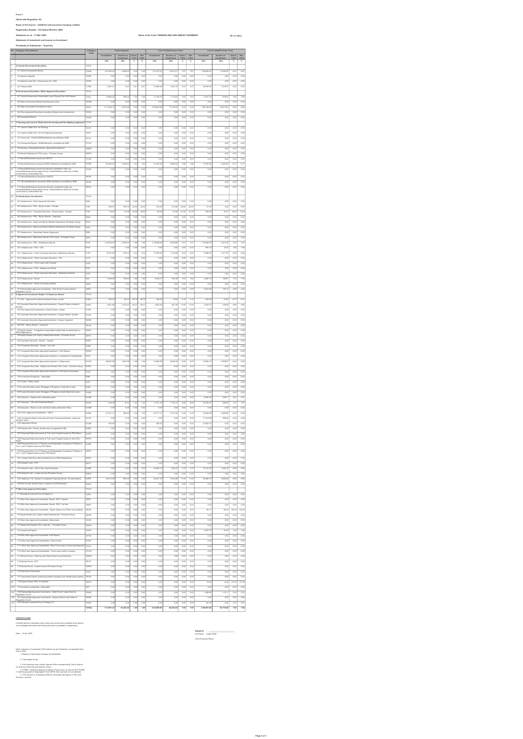Form 1

(Read with Regulation 10)

Name of the Insurer : IndiaFirst Life Insurance Company Limited

Registration Number : 143 Dated 05th Nov 2009

Statement as on : 31 Mar 2020 &nbsp;&nbsp;&nbsp;&nbsp; Name of the Fund: PENSION AND GEN ANNUITY BUSINESS &nbsp;&nbsp;&nbsp;&nbsp; (Rs in Lakhs)

Statement of Investment and Income on Investment

Periodicity of Submission : Quarterly

| No. | Category of Investment | Category Code | Current Quarter | | | | Year To Date(Current Year) | | | | Year to date(Previous Year) | | | |
|---|---|---|---|---|---|---|---|---|---|---|---|---|---|---|
| | | | Investment (Rs) | Income on Investment (Rs) | Gross Yield % | Net Yield % | Investment (Rs) | Income on Investment (Rs) | Gross Yield % | Net Yield % | Investment (Rs) | Income on Investment (Rs) | Gross Yield % | Net Yield % |
| 1 | A Central Government Securities | TITLE | | | | | | | | | | | | |
| 2 | A1 Central Government Bonds | CGSB | 1,87,650.34 | 4,589.05 | 2.45 | 2.45 | 1,78,161.47 | 14,021.61 | 7.87 | 7.87 | 1,39,899.47 | 13,026.56 | 8.47 | 8.47 |
| 3 | A2 Special Deposits | CSPD | 0.00 | 0.00 | 0.00 | 0.00 | 0.00 | 0.00 | 0.00 | 0.00 | 0.00 | 0.00 | 0.00 | 0.00 |
| 4 | A3 Deposit under Sec 7 of Insurance Act, 1938 | CDSS | 0.00 | 0.00 | 0.00 | 0.00 | 0.00 | 0.00 | 0.00 | 0.00 | 0.00 | 0.00 | 0.00 | 0.00 |
| 5 | A4 Treasury Bills | CTRB | 7,491.61 | 0.07 | 0.01 | 0.01 | 37,869.86 | 1,287.37 | 3.47 | 3.47 | 32,930.56 | 1,974.87 | 6.53 | 6.53 |
| 6 | B Government Securities / Other Approved Securities | TITLE | | | | | | | | | | | | |
| 7 | B1 Central Government Guaranteed Loans/ Special/ Non-SLR Bonds | CGSL | 14,968.40 | 289.02 | 1.94 | 1.94 | 14,188.75 | 1,110.84 | 7.83 | 7.83 | 11,401.79 | 879.93 | 7.69 | 7.69 |
| 8 | B2 State Government Bonds/ Development Loans | SGGB | 0.00 | 0.00 | 0.00 | 0.00 | 0.00 | 0.00 | 0.00 | 0.00 | 0.00 | 0.00 | 0.00 | 0.00 |
| 9 | B3 State Government Guaranteed Loans | SGGL | 2,11,156.14 | 5,276.48 | 2.50 | 2.50 | 2,08,203.85 | 17,108.63 | 8.22 | 8.22 | 1,85,148.56 | 16,013.62 | 8.62 | 8.62 |
| 10 | B4 Other Approved Securities (excluding Infrastructure Investments) | SGOA | 0.00 | 0.00 | 0.00 | 0.00 | 0.00 | 0.00 | 0.00 | 0.00 | 0.00 | 0.00 | 0.00 | 0.00 |
| 11 | B5 Guaranteed Equity | SGGE | 0.00 | 0.00 | 0.00 | 0.00 | 0.00 | 0.00 | 0.00 | 0.00 | 0.00 | 0.00 | 0.00 | 0.00 |
| 12 | C Housing and Loans to State Govt for housing and fire fighting equipment | TITLE | | | | | | | | | | | | |
| 13 | C1 Loans to State Govt. for Housing | HLSH | 0.00 | 0.00 | 0.00 | 0.00 | 0.00 | 0.00 | 0.00 | 0.00 | 0.00 | 0.00 | 0.00 | 0.00 |
| 14 | C2 Loans to State Govt. for Fire Fighting Equipments | HLSF | 0.00 | 0.00 | 0.00 | 0.00 | 0.00 | 0.00 | 0.00 | 0.00 | 0.00 | 0.00 | 0.00 | 0.00 |
| 15 | C3 Term Loan - HUDCO/NHB/Institutions accredited by NHB | HTLH | 0.00 | 0.00 | 0.00 | 0.00 | 0.00 | 0.00 | 0.00 | 0.00 | 0.00 | 0.00 | 0.00 | 0.00 |
| 16 | C4 Commercial Papers - NHB/Institutions accredited by NHB | HTLN | 0.00 | 0.00 | 0.00 | 0.00 | 0.00 | 0.00 | 0.00 | 0.00 | 0.00 | 0.00 | 0.00 | 0.00 |
| 17 | C5 Housing - Securitised Assets ( Approved Investment) | HMBS | 0.00 | 0.00 | 0.00 | 0.00 | 0.00 | 0.00 | 0.00 | 0.00 | 0.00 | 0.00 | 0.00 | 0.00 |
| 18 | C6 Bonds/ Debentures/ CPs/ Loans - Promotor Group | HDPG | 0.00 | 0.00 | 0.00 | 0.00 | 0.00 | 0.00 | 0.00 | 0.00 | 0.00 | 0.00 | 0.00 | 0.00 |
| 19 | C7 Bonds/Debentures issued by HUDCO | HTHD | 0.00 | 0.00 | 0.00 | 0.00 | 0.00 | 0.00 | 0.00 | 0.00 | 0.00 | 0.00 | 0.00 | 0.00 |
| 20 | C8 Bonds/Debentures issued by NHB/ Institutions accredited by NHB | HTDN | 67,484.03 | 1,236.54 | 1.83 | 1.83 | 71,472.48 | 5,689.34 | 7.96 | 7.96 | 77,397.36 | 6,323.52 | 8.17 | 8.17 |
| 21 | C9 Bonds/Debentures issued by Authority constituted under any Housing/Building scheme approved by Central/State/any Authority or Body constituted by Central/State Act. | HTDA | 0.00 | 0.00 | 0.00 | 0.00 | 0.00 | 0.00 | 0.00 | 0.00 | 0.00 | 0.00 | 0.00 | 0.00 |
| 22 | C10 Bonds/Debentures issued by HUDCO | HFHD | 0.00 | 0.00 | 0.00 | 0.00 | 0.00 | 0.00 | 0.00 | 0.00 | 0.00 | 0.00 | 0.00 | 0.00 |
| 23 | C11 Bonds/Debentures issued by NHB/ Institutions accredited by NHB | HFDN | 0.00 | 0.00 | 0.00 | 0.00 | 0.00 | 0.00 | 0.00 | 0.00 | 0.00 | 0.00 | 0.00 | 0.00 |
| 24 | C12 Bonds/Debentures issued by Authority constituted under any Housing/Building scheme approved by Central/State/any Authority or Body constituted by Central/State Act. | HFDA | 0.00 | 0.00 | 0.00 | 0.00 | 0.00 | 0.00 | 0.00 | 0.00 | 0.00 | 0.00 | 0.00 | 0.00 |
| 25 | D Infrastructure Investments | TITLE | | | | | | | | | | | | |
| 26 | D1 Infrastructure - Other Approved Securities | ISAS | 0.00 | 0.00 | 0.00 | 0.00 | 0.00 | 0.00 | 0.00 | 0.00 | 0.00 | 0.00 | 0.00 | 0.00 |
| 27 | D2 Infrastructure - PSU - Equity shares - Quoted | ITPE | 456.81 | -185.73 | -32.52 | -32.52 | 471.96 | -213.05 | -45.05 | -45.05 | 51.05 | 2.52 | 4.93 | 4.93 |
| 28 | D3 Infrastructure - Corporate Securities - Equity shares - Quoted | ITCE | 56.29 | -19.29 | -34.46 | -34.46 | 56.89 | -12.09 | -21.23 | -21.23 | 352.86 | 47.47 | 13.44 | 13.44 |
| 29 | D4 Infrastructure - PSU - Equity Shares - Unquoted | IENQ | 0.00 | 0.00 | 0.00 | 0.00 | 0.00 | 0.00 | 0.00 | 0.00 | 0.00 | 0.00 | 0.00 | 0.00 |
| 30 | D5 Infrastructure - Equity and Equity Related Instruments (Promoter Group) | IEUQ | 0.00 | 0.00 | 0.00 | 0.00 | 0.00 | 0.00 | 0.00 | 0.00 | 0.00 | 0.00 | 0.00 | 0.00 |
| 31 | D6 Infrastructure - Equity and Equity Related Instruments (Promoter Group) | IEPG | 0.00 | 0.00 | 0.00 | 0.00 | 0.00 | 0.00 | 0.00 | 0.00 | 0.00 | 0.00 | 0.00 | 0.00 |
| 32 | D7 Infrastructure - Securitised Assets (Approved) | IESA | 0.00 | 0.00 | 0.00 | 0.00 | 0.00 | 0.00 | 0.00 | 0.00 | 0.00 | 0.00 | 0.00 | 0.00 |
| 33 | D8 Infrastructure - Debenture/ Bonds/ CPs/ Loans - Promoter Group | IDPG | 0.00 | 0.00 | 0.00 | 0.00 | 0.00 | 0.00 | 0.00 | 0.00 | 0.00 | 0.00 | 0.00 | 0.00 |
| 34 | D9 Infrastructure - PSU - Debentures/ Bonds | IPTD | 1,16,576.91 | 2,325.97 | 1.96 | 1.96 | 1,16,558.06 | 9,220.85 | 7.91 | 7.91 | 1,16,036.07 | 9,213.33 | 7.91 | 7.91 |
| 35 | D10 Infrastructure - PSU - CPs | IPCP | 0.00 | 0.00 | 0.00 | 0.00 | 0.00 | 0.00 | 0.00 | 0.00 | 991.73 | 16.79 | 1.69 | 1.69 |
| 36 | D11 Infrastructure - Other Corporate Securities- Debentures/ Bonds | ICTD | 13,347.94 | 270.04 | 2.04 | 2.04 | 13,766.65 | 1,130.29 | 8.32 | 8.32 | 17,398.47 | 1,471.78 | 8.46 | 8.46 |
| 37 | D12 Infrastructure - Other Corporate Securities - CPs | ICCP | 0.00 | 0.00 | 0.00 | 0.00 | 0.00 | 0.00 | 0.00 | 0.00 | 0.00 | 0.00 | 0.00 | 0.00 |
| 38 | D13 Infrastructure - Term Loans (with Charge) | ILWC | 0.00 | 0.00 | 0.00 | 0.00 | 0.00 | 0.00 | 0.00 | 0.00 | 0.00 | 0.00 | 0.00 | 0.00 |
| 39 | D14 Infrastructure - PSU - Debentures/ Bonds | IPFD | 0.00 | 0.00 | 0.00 | 0.00 | 0.00 | 0.00 | 0.00 | 0.00 | 0.00 | 0.00 | 0.00 | 0.00 |
| 40 | D15 Infrastructure - Other Corporate Securities - Debentures/ Bonds | ICFD | 0.00 | 0.00 | 0.00 | 0.00 | 0.00 | 0.00 | 0.00 | 0.00 | 0.00 | 0.00 | 0.00 | 0.00 |
| 41 | D16 Infrastructure - Bonds | ILBI | 7,445.39 | 145.54 | 1.98 | 1.98 | 4,789.77 | 338.38 | 7.64 | 7.64 | 2,487.11 | 192.81 | 7.75 | 7.75 |
| 42 | D17 Infrastructure - Equity (including unlisted) | IOEQ | 0.00 | 0.00 | 0.00 | 0.00 | 0.00 | 0.00 | 0.00 | 0.00 | 0.00 | 0.00 | 0.00 | 0.00 |
| 43 | D18 Reclassified Approved Investments - Debt (Point 6 under Note for Regulation 4 to 9) | IORD | 0.00 | 0.00 | 0.00 | 0.00 | 0.00 | 0.00 | 0.00 | 0.00 | 5,034.28 | 125.12 | 2.49 | 2.49 |
| 44 | E Approved Investment Subject To Exposure Norms | TITLE | | | | | | | | | | | | |
| 45 | E1 PSU - (Approved Investment)-Equity Shares quoted | EAEQ | 208.62 | -60.02 | -28.79 | -28.79 | 326.98 | 16.69 | 5.10 | 5.10 | 582.08 | -37.86 | -6.70 | -6.70 |
| 46 | E2 Corporate Securities (Approved Investment ) -Equity Shares (ordinary)-Quoted | EACE | 4,631.56 | -1,274.47 | -26.27 | -26.27 | 4,983.46 | -921.00 | -17.99 | -17.99 | 4,039.17 | 238.69 | 5.90 | 5.90 |
| 47 | E3 PSU-(Approved Investments) -Equity Shares -quoted | ETPE | 0.00 | 0.00 | 0.00 | 0.00 | 0.00 | 0.00 | 0.00 | 0.00 | 0.00 | 0.00 | 0.00 | 0.00 |
| 48 | E4 Corporate Securities (Approved Investment ) -Equity Shares -Quoted | ETCE | 0.00 | 0.00 | 0.00 | 0.00 | 0.00 | 0.00 | 0.00 | 0.00 | 0.00 | 0.00 | 0.00 | 0.00 |
| 49 | E5 Corporate Securities (Approved Investment ) -Equity Unquoted | EENQ | 0.00 | 0.00 | 0.00 | 0.00 | 0.00 | 0.00 | 0.00 | 0.00 | 0.00 | 0.00 | 0.00 | 0.00 |
| 50 | E6 PSU - Equity Shares - Unquoted | EEUQ | 0.00 | 0.00 | 0.00 | 0.00 | 0.00 | 0.00 | 0.00 | 0.00 | 0.00 | 0.00 | 0.00 | 0.00 |
| 51 | E7 Equity Shares - Companies incorporated outside India (invested prior to IRDA Regulations) | EFES | 0.00 | 0.00 | 0.00 | 0.00 | 0.00 | 0.00 | 0.00 | 0.00 | 0.00 | 0.00 | 0.00 | 0.00 |
| 52 | E8 Equity Shares (incl. Equity related Instruments) - Promoter Group | EEPG | 0.00 | 0.00 | 0.00 | 0.00 | 0.00 | 0.00 | 0.00 | 0.00 | 0.00 | 0.00 | 0.00 | 0.00 |
| 53 | E9 Corporate Securities - Bonds - Taxable | EPBT | 0.00 | 0.00 | 0.00 | 0.00 | 0.00 | 0.00 | 0.00 | 0.00 | 0.00 | 0.00 | 0.00 | 0.00 |
| 54 | E10 Corporate Securities - Bonds - Tax free | EPBF | 0.00 | 0.00 | 0.00 | 0.00 | 0.00 | 0.00 | 0.00 | 0.00 | 0.00 | 0.00 | 0.00 | 0.00 |
| 55 | E11 Corporate Securities (Approved Investment ) -Pref Shares | EPNQ | 0.00 | 0.00 | 0.00 | 0.00 | 0.00 | 0.00 | 0.00 | 0.00 | 0.00 | 0.00 | 0.00 | 0.00 |
| 56 | E12 Corporate Securities (Approved Investment ) -Investment in Subsidiaries | ECIS | 0.00 | 0.00 | 0.00 | 0.00 | 0.00 | 0.00 | 0.00 | 0.00 | 0.00 | 0.00 | 0.00 | 0.00 |
| 57 | E13 Corporate Securities (Approved Investment ) -Debentures | ECOS | 80,037.56 | 1,607.98 | 1.98 | 1.98 | 72,560.86 | 5,856.36 | 8.09 | 8.09 | 75,890.21 | 6,069.87 | 8.00 | 8.00 |
| 58 | E14 Corporate Securities - Debentures/ Bonds/ CPs/ Loans - Promoter Group | EDPG | 0.00 | 0.00 | 0.00 | 0.00 | 0.00 | 0.00 | 0.00 | 0.00 | 0.00 | 0.00 | 0.00 | 0.00 |
| 59 | E15 Corporate Securities (Approved Investment ) -Derivative Instruments | ECDI | 0.00 | 0.00 | 0.00 | 0.00 | 0.00 | 0.00 | 0.00 | 0.00 | 0.00 | 0.00 | 0.00 | 0.00 |
| 60 | E16 Investment Properties - Immovable | EINP | 0.00 | 0.00 | 0.00 | 0.00 | 0.00 | 0.00 | 0.00 | 0.00 | 0.00 | 0.00 | 0.00 | 0.00 |
| 61 | E17 Loans - Policy Loans | ELPL | 0.00 | 0.00 | 0.00 | 0.00 | 0.00 | 0.00 | 0.00 | 0.00 | 0.00 | 0.00 | 0.00 | 0.00 |
| 62 | E18 Loans Secured Loans -Mortgage of Property in India (term Loan) | ELMI | 0.00 | 0.00 | 0.00 | 0.00 | 0.00 | 0.00 | 0.00 | 0.00 | 0.00 | 0.00 | 0.00 | 0.00 |
| 63 | E19 Loans Secured Loans -Mortgage of Property outside India (term Loan) | ELMO | 0.00 | 0.00 | 0.00 | 0.00 | 0.00 | 0.00 | 0.00 | 0.00 | 0.00 | 0.00 | 0.00 | 0.00 |
| 64 | E20 Deposits - Deposit with scheduled banks | ECDB | 0.00 | 0.00 | 0.00 | 0.00 | 0.00 | 0.00 | 0.00 | 0.00 | 9,830.09 | 400.71 | 4.07 | 4.07 |
| 65 | E21 Deposits - CDs with Scheduled Banks | EDCD | 1,150.09 | 18.56 | 1.63 | 1.63 | 17,371.36 | 1,150.13 | 6.66 | 6.66 | 35,793.97 | 590.66 | 1.67 | 1.67 |
| 66 | E22 Deposits - Money at call and short notice with banks /Repo | ECMR | 0.00 | 0.00 | 0.00 | 0.00 | 0.00 | 0.00 | 0.00 | 0.00 | 0.00 | 0.00 | 0.00 | 0.00 |
| 67 | E23 CCIL (Approved Investement) - CBLO | ECBO | 27,421.31 | 396.95 | 1.45 | 1.45 | 43,777.71 | 2,157.05 | 5.29 | 5.29 | 47,886.98 | 2,926.65 | 6.09 | 6.09 |
| 68 | E24 Commercial Papers issued by all India Financial Institutions rated very strong or more | ECCP | 0.00 | 0.00 | 0.00 | 0.00 | 0.00 | 0.00 | 0.00 | 0.00 | 11,314.99 | 566.84 | 4.60 | 4.60 |
| 69 | E25 Application Money | ECAM | 500.00 | 0.00 | 0.00 | 0.00 | 500.00 | 0.00 | 0.00 | 0.00 | 27,863.31 | 0.00 | 0.00 | 0.00 |
| 70 | E26 Deposit with Primary Dealers duly recognised by RBI | EDPD | 0.00 | 0.00 | 0.00 | 0.00 | 0.00 | 0.00 | 0.00 | 0.00 | 0.00 | 0.00 | 0.00 | 0.00 |
| 71 | E27 Perpetual Debt Instruments of Tier I and II Capital issued by PSU Banks | EUPD | 0.00 | 0.00 | 0.00 | 0.00 | 0.00 | 0.00 | 0.00 | 0.00 | 0.00 | 0.00 | 0.00 | 0.00 |
| 72 | E28 Perpetual Debt Instruments of Tier I and II Capital issued by Non-PSU Banks | EPPD | 0.00 | 0.00 | 0.00 | 0.00 | 0.00 | 0.00 | 0.00 | 0.00 | 0.00 | 0.00 | 0.00 | 0.00 |
| 73 | E29 Perpetual Non-Cum. P.Shares and Redeemable Cumulative P.Shares of Tier 1 and 2 Capital issued by PSU Banks | EUPS | 0.00 | 0.00 | 0.00 | 0.00 | 0.00 | 0.00 | 0.00 | 0.00 | 0.00 | 0.00 | 0.00 | 0.00 |
| 74 | E30 Perpetual Non-Cum. P.Shares and Redeemable Cumulative P.Shares of Tier 1 and 2 Capital issued by Non-PSU Banks | EPPS | 0.00 | 0.00 | 0.00 | 0.00 | 0.00 | 0.00 | 0.00 | 0.00 | 0.00 | 0.00 | 0.00 | 0.00 |
| 75 | E31 Foreign Debt Securities (invested prior to IRDA Regulations) | EFDS | 0.00 | 0.00 | 0.00 | 0.00 | 0.00 | 0.00 | 0.00 | 0.00 | 0.00 | 0.00 | 0.00 | 0.00 |
| 76 | E32 Mutual Funds - ETF | EETF | 0.00 | 0.00 | 0.00 | 0.00 | 0.00 | 0.00 | 0.00 | 0.00 | 0.00 | 0.00 | 0.00 | 0.00 |
| 77 | E33 Mutual Funds - Gilt/ G Sec/ Liquid Schemes | EGMF | 0.00 | 0.00 | 0.00 | 0.00 | 22,329.15 | 605.76 | 2.71 | 2.71 | 19,127.32 | 1,262.16 | 6.60 | 6.60 |
| 78 | E34 Mutual Funds - (under Insurer's Promoter Group) | EMPG | 0.00 | 0.00 | 0.00 | 0.00 | 0.00 | 0.00 | 0.00 | 0.00 | 0.00 | 0.00 | 0.00 | 0.00 |
| 79 | E35 Additional Tier 1(Basel III Compliant) Perpetual Bonds - [Private Banks] | EAPB | 28,312.26 | 895.24 | 3.06 | 3.06 | 32,231.70 | 3,722.86 | 11.55 | 11.55 | 35,486.73 | 3,069.64 | 8.65 | 8.65 |
| 80 | E36 Net Current Assets (Only in respect of ULIP Business) | ENCA | 0.00 | 0.00 | 0.00 | 0.00 | 0.00 | 0.00 | 0.00 | 0.00 | 0.00 | 0.00 | 0.00 | 0.00 |
| 81 | F Other than Approved Securities | TITLE | | | | | | | | | | | | |
| 82 | F1 Alternate Investment Fund (Category I) | OAFA | 0.00 | 0.00 | 0.00 | 0.00 | 0.00 | 0.00 | 0.00 | 0.00 | 0.00 | 0.00 | 0.00 | 0.00 |
| 83 | F2 Other than Approved Investments -Bonds -PSU- Taxable | OBPT | 0.00 | 0.00 | 0.00 | 0.00 | 0.00 | 0.00 | 0.00 | 0.00 | 0.00 | 0.00 | 0.00 | 0.00 |
| 84 | F3 Other than Approved Investments -Bonds -PSU- Tax free | OBPF | 0.00 | 0.00 | 0.00 | 0.00 | 0.00 | 0.00 | 0.00 | 0.00 | 0.00 | 0.00 | 0.00 | 0.00 |
| 85 | F4 Other than Approved Investments - Equity Shares (incl PSUs and Unlisted) | OESH | 0.00 | 0.00 | 0.00 | 0.00 | 0.00 | 0.00 | 0.00 | 0.00 | 98.17 | 88.20 | 84.55 | 84.55 |
| 86 | F5 Equity Shares (incl. Equity related Instruments) - Promoter Group | OEPG | 0.00 | 0.00 | 0.00 | 0.00 | 0.00 | 0.00 | 0.00 | 0.00 | 0.00 | 0.00 | 0.00 | 0.00 |
| 87 | F6 Other than Approved Investments -Debentures | OLDB | 0.00 | 0.00 | 0.00 | 0.00 | 0.00 | 0.00 | 0.00 | 0.00 | 0.00 | 0.00 | 0.00 | 0.00 |
| 88 | F7 Debentures/ Bonds/ CPs/ Loans etc. - Promoter Group | ODPG | 0.00 | 0.00 | 0.00 | 0.00 | 0.00 | 0.00 | 0.00 | 0.00 | 0.00 | 0.00 | 0.00 | 0.00 |
| 89 | F8 Commercial Papers | OACP | 0.00 | 0.00 | 0.00 | 0.00 | 0.00 | 0.00 | 0.00 | 0.00 | 5,437.07 | 97.69 | 1.80 | 1.80 |
| 90 | F9 Other than Approved Investments -Pref Shares | OPSH | 0.00 | 0.00 | 0.00 | 0.00 | 0.00 | 0.00 | 0.00 | 0.00 | 0.00 | 0.00 | 0.00 | 0.00 |
| 91 | F10 Other than Approved Investments -Venture fund | OVNF | 0.00 | 0.00 | 0.00 | 0.00 | 0.00 | 0.00 | 0.00 | 0.00 | 0.00 | 0.00 | 0.00 | 0.00 |
| 92 | F11 Other than Approved Investments -Short Term Loans (Unsecured Deposits) | OSLU | 0.00 | 0.00 | 0.00 | 0.00 | 0.00 | 0.00 | 0.00 | 0.00 | 0.00 | 0.00 | 0.00 | 0.00 |
| 93 | F12 Other than Approved Investments - Term Loans (without charge ) | OTLW | 0.00 | 0.00 | 0.00 | 0.00 | 0.00 | 0.00 | 0.00 | 0.00 | 0.00 | 0.00 | 0.00 | 0.00 |
| 94 | F13 Mutual Funds - Debt/ Income/ Serial Plans/ Liquid Schemes | OMGS | 0.00 | 0.00 | 0.00 | 0.00 | 0.00 | 0.00 | 0.00 | 0.00 | 0.00 | 0.00 | 0.00 | 0.00 |
| 95 | F14 Mutual Funds - ETF | OETF | 0.00 | 0.00 | 0.00 | 0.00 | 0.00 | 0.00 | 0.00 | 0.00 | 0.00 | 0.00 | 0.00 | 0.00 |
| 96 | F15 Mutual Funds - (under Insurer's Promoter Group) | OMPG | 0.00 | 0.00 | 0.00 | 0.00 | 0.00 | 0.00 | 0.00 | 0.00 | 0.00 | 0.00 | 0.00 | 0.00 |
| 97 | F16 Derivative Instruments | OCDI | 0.00 | 0.00 | 0.00 | 0.00 | 0.00 | 0.00 | 0.00 | 0.00 | 0.00 | 0.00 | 0.00 | 0.00 |
| 98 | F17 Securitised Assets (underlying assets Housing Loan/ Infrastructure assets) | OPSA | 0.00 | 0.00 | 0.00 | 0.00 | 0.00 | 0.00 | 0.00 | 0.00 | 0.00 | 0.00 | 0.00 | 0.00 |
| 99 | F18 Equity Shares (PSU & Unlisted) | OEPU | 0.00 | 0.00 | 0.00 | 0.00 | 0.00 | 0.00 | 0.00 | 0.00 | 19.62 | -5.40 | -27.19 | -27.19 |
| 100 | F19 Investment properties - Immovable | OIPI | 0.00 | 0.00 | 0.00 | 0.00 | 0.00 | 0.00 | 0.00 | 0.00 | 0.00 | 0.00 | 0.00 | 0.00 |
| 101 | F20 Reclassified Approved Investments - Debt (Point 6 under Note for Regulation 4 to 9) | ORAD | 0.00 | 0.00 | 0.00 | 0.00 | 0.00 | 0.00 | 0.00 | 0.00 | 1,486.99 | -112.11 | -7.53 | -7.53 |
| 102 | F21 Reclassified Approved Investments - Equity (Point 6 under Note for Regulation 4 to 9) | ORAE | 0.00 | 0.00 | 0.00 | 0.00 | 0.00 | 0.00 | 0.00 | 0.00 | 0.00 | 0.00 | 0.00 | 0.00 |
| 103 | F22 Alternate Investment Fund (Category II) | OAFB | 0.00 | 0.00 | 0.00 | 0.00 | 0.00 | 0.00 | 0.00 | 0.00 | 142.75 | 6.52 | 4.57 | 4.57 |
| | | TOTAL | 7,73,659.43 | 15,420.45 | 1.99 | 1.99 | 8,35,889.08 | 63,624.50 | 7.60 | 7.60 | 8,58,951.09 | 64,778.80 | 7.50 | 7.50 |

**CERTIFICATION**

Certified that the information given herein are correct and complete to the best of my knowledge and belief and nothing has been concealed or suppressed

Date : 15 Apr 2020

Signature : ___________________

Full Name : Kedar Patki

Chief Financial Officer

Note: Category of investment (COI) shall be as per Guidelines, as amended from time to time

1. Based on daily simple Average of Investments

2. Yield netted for tax

3. In the previous year column, figures of the corresponding Year to date of the previous financial year shall be shown

4. FORM-1 shall be prepared in respect of each fund. In case of ULIP FORM 1 shall be prepared at Segregated Fund (SFIN) level and also at consolidated level.

5. YTD Income on investment shall be reconciled with figures in P&L and Revenue account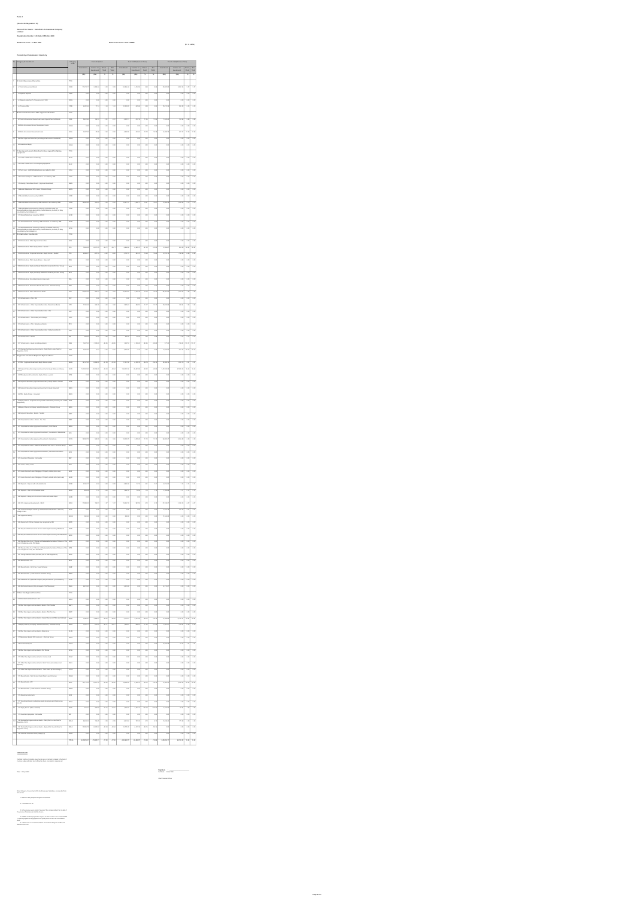FORM 1

(Read with Regulation 10)

Name of the Insurer : IndiaFirst Life Insurance Company Limited

Statement as on : 31 Mar 2022

Name of the Fund : UNIT FUNDS

(Rs. in Lakhs)

Periodicity of Submission : Quarterly